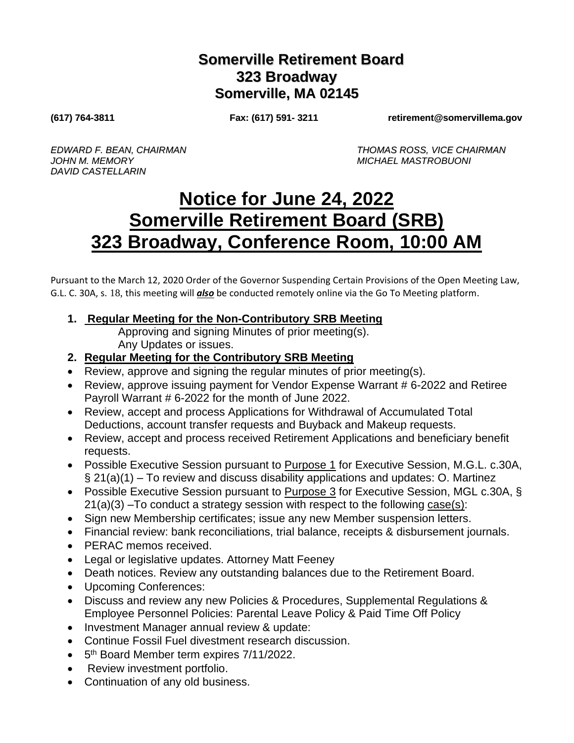# Somerville Retirement Board
## 323 Broadway
## Somerville, MA 02145

**(617) 764-3811** **Fax: (617) 591- 3211** **retirement@somervillema.gov**

*EDWARD F. BEAN, CHAIRMAN*
*THOMAS ROSS, VICE CHAIRMAN*
*JOHN M. MEMORY*
*MICHAEL MASTROBUONI*
*DAVID CASTELLARIN*

# Notice for June 24, 2022
# Somerville Retirement Board (SRB)
# 323 Broadway, Conference Room, 10:00 AM

Pursuant to the March 12, 2020 Order of the Governor Suspending Certain Provisions of the Open Meeting Law, G.L. C. 30A, s. 18, this meeting will ***also*** be conducted remotely online via the Go To Meeting platform.

1. **Regular Meeting for the Non-Contributory SRB Meeting**
   Approving and signing Minutes of prior meeting(s).
   Any Updates or issues.
2. **Regular Meeting for the Contributory SRB Meeting**

- Review, approve and signing the regular minutes of prior meeting(s).
- Review, approve issuing payment for Vendor Expense Warrant # 6-2022 and Retiree Payroll Warrant # 6-2022 for the month of June 2022.
- Review, accept and process Applications for Withdrawal of Accumulated Total Deductions, account transfer requests and Buyback and Makeup requests.
- Review, accept and process received Retirement Applications and beneficiary benefit requests.
- Possible Executive Session pursuant to Purpose 1 for Executive Session, M.G.L. c.30A, § 21(a)(1) – To review and discuss disability applications and updates: O. Martinez
- Possible Executive Session pursuant to Purpose 3 for Executive Session, MGL c.30A, § 21(a)(3) –To conduct a strategy session with respect to the following case(s):
- Sign new Membership certificates; issue any new Member suspension letters.
- Financial review: bank reconciliations, trial balance, receipts & disbursement journals.
- PERAC memos received.
- Legal or legislative updates. Attorney Matt Feeney
- Death notices. Review any outstanding balances due to the Retirement Board.
- Upcoming Conferences:
- Discuss and review any new Policies & Procedures, Supplemental Regulations & Employee Personnel Policies: Parental Leave Policy & Paid Time Off Policy
- Investment Manager annual review & update:
- Continue Fossil Fuel divestment research discussion.
- 5th Board Member term expires 7/11/2022.
- Review investment portfolio.
- Continuation of any old business.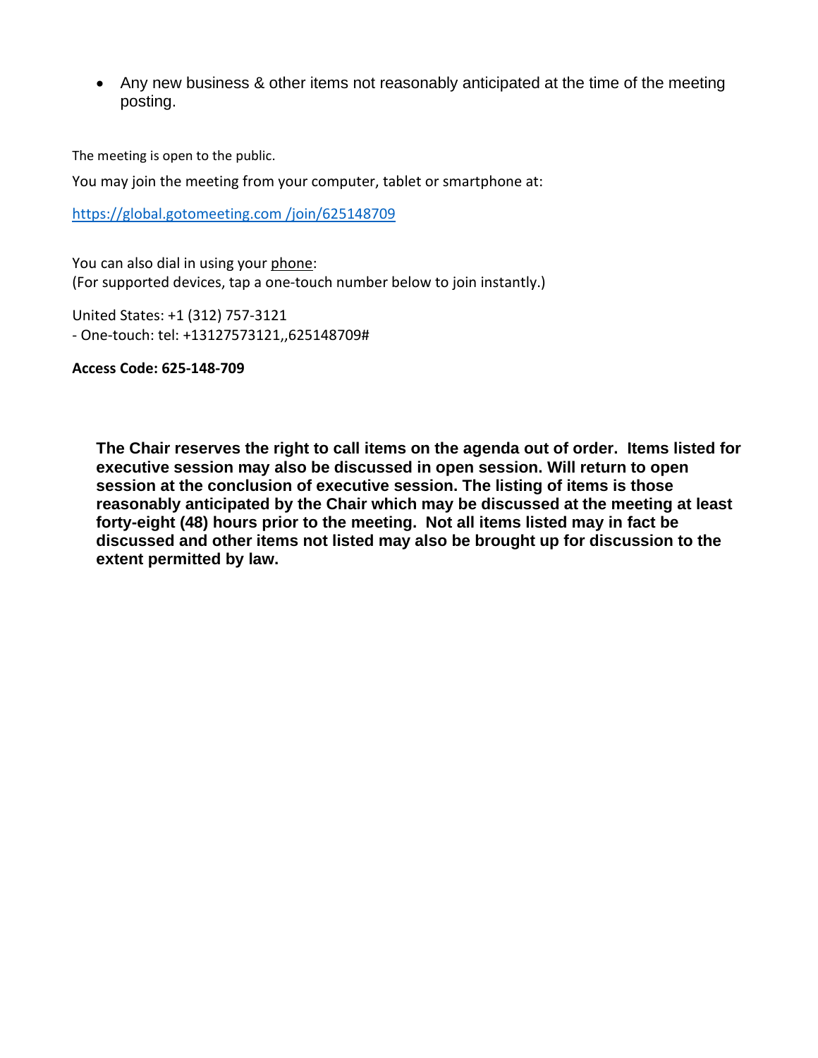- Any new business & other items not reasonably anticipated at the time of the meeting posting.

The meeting is open to the public.

You may join the meeting from your computer, tablet or smartphone at:

https://global.gotomeeting.com /join/625148709

You can also dial in using your phone:
(For supported devices, tap a one-touch number below to join instantly.)

United States: +1 (312) 757-3121
- One-touch: tel: +13127573121,,625148709#

**Access Code: 625-148-709**

**The Chair reserves the right to call items on the agenda out of order. Items listed for executive session may also be discussed in open session. Will return to open session at the conclusion of executive session. The listing of items is those reasonably anticipated by the Chair which may be discussed at the meeting at least forty-eight (48) hours prior to the meeting. Not all items listed may in fact be discussed and other items not listed may also be brought up for discussion to the extent permitted by law.**